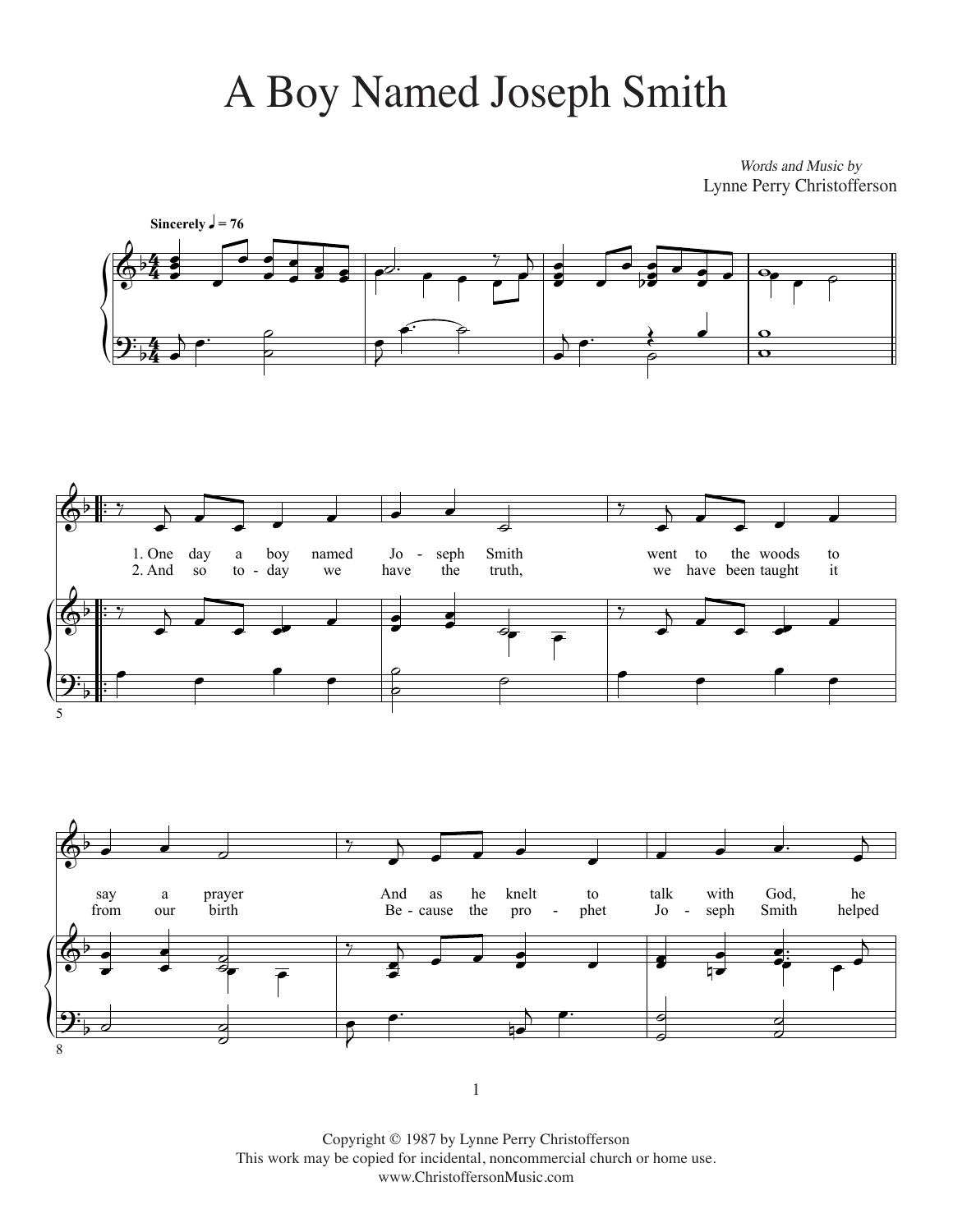# A Boy Named Joseph Smith

*Words and Music by*
Lynne Perry Christofferson

**Sincerely** ♩ = 76

1. One day a boy named Jo - seph Smith went to the woods to say a prayer And as he knelt to talk with God, he
2. And so to - day we have the truth, we have been taught it from our birth Be - cause the pro - phet Jo - seph Smith helped

Copyright © 1987 by Lynne Perry Christofferson
This work may be copied for incidental, noncommercial church or home use.
www.ChristoffersonMusic.com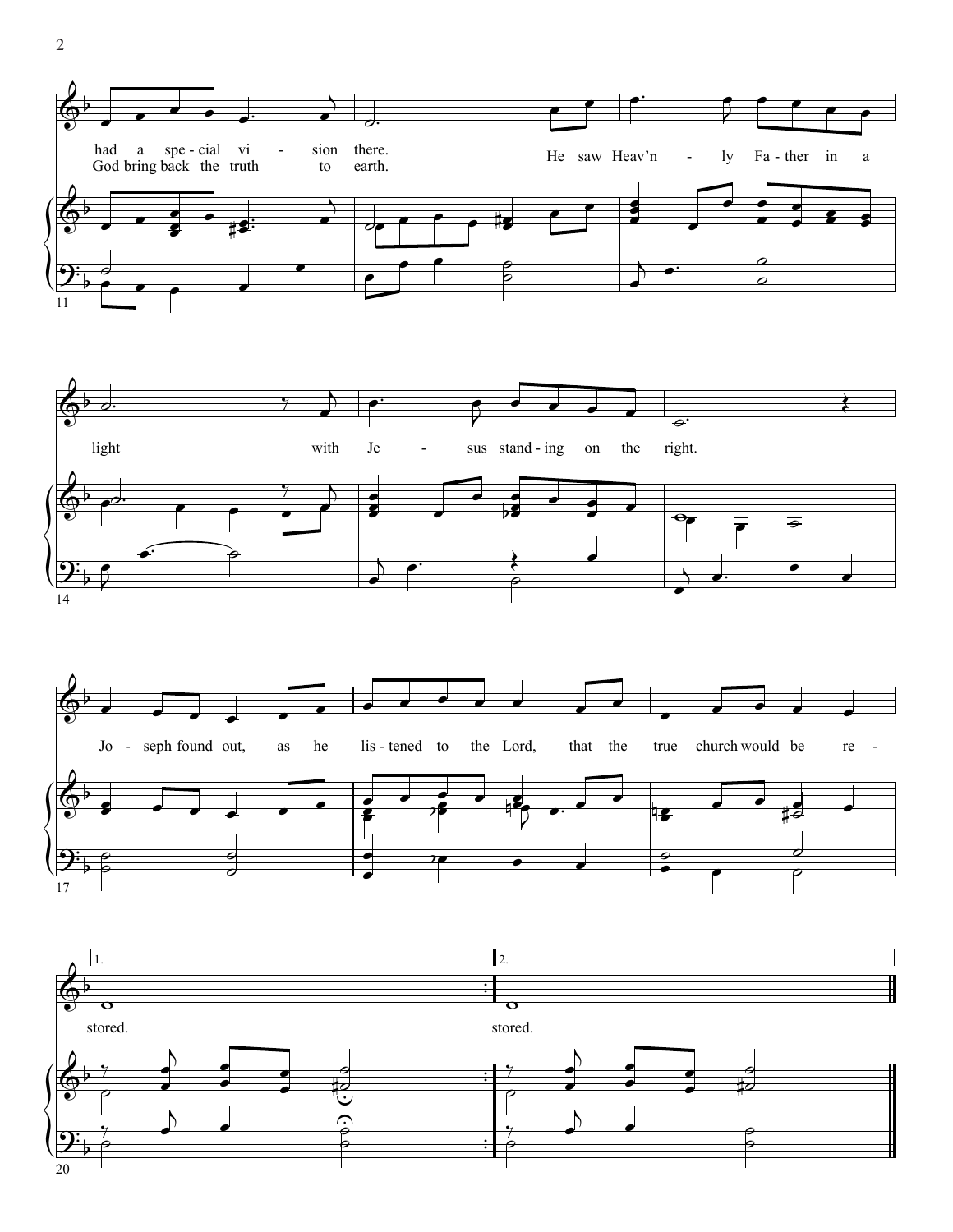had a spe - cial vi - sion there.

God bring back the truth to earth.

He saw Heav'n - ly Fa - ther in a light with Je - sus stand - ing on the right.

Jo - seph found out, as he lis - tened to the Lord, that the true church would be re -

1. stored.

2. stored.